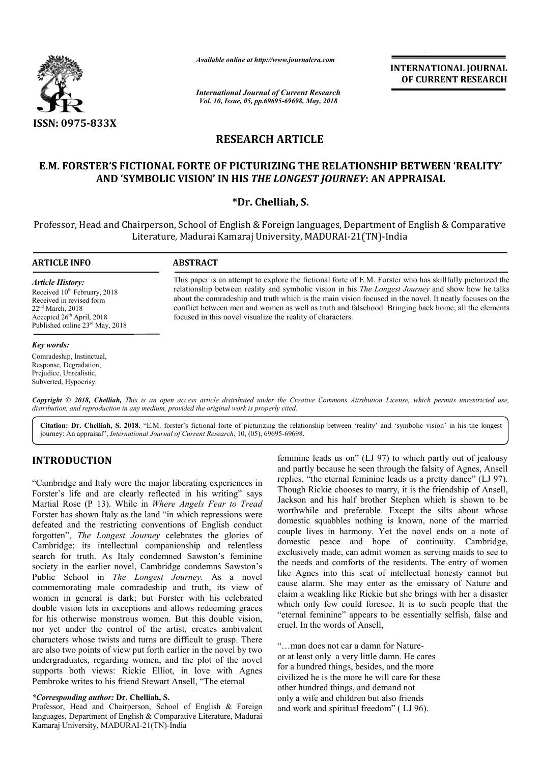*Available online at http://www.journalcra.com*

*International Journal of Current Research*
*Vol. 10, Issue, 05, pp.69695-69698, May, 2018*

**INTERNATIONAL JOURNAL OF CURRENT RESEARCH**

**ISSN: 0975-833X**

## RESEARCH ARTICLE

# E.M. FORSTER'S FICTIONAL FORTE OF PICTURIZING THE RELATIONSHIP BETWEEN 'REALITY' AND 'SYMBOLIC VISION' IN HIS *THE LONGEST JOURNEY*: AN APPRAISAL

**\*Dr. Chelliah, S.**

Professor, Head and Chairperson, School of English & Foreign languages, Department of English & Comparative Literature, Madurai Kamaraj University, MADURAI-21(TN)-India

**ARTICLE INFO**

*Article History:*
Received 10th February, 2018
Received in revised form
22nd March, 2018
Accepted 26th April, 2018
Published online 23rd May, 2018

*Key words:*
Comradeship, Instinctual, Response, Degradation, Prejudice, Unrealistic, Subverted, Hypocrisy.

**ABSTRACT**

This paper is an attempt to explore the fictional forte of E.M. Forster who has skillfully picturized the relationship between reality and symbolic vision in his *The Longest Journey* and show how he talks about the comradeship and truth which is the main vision focused in the novel. It neatly focuses on the conflict between men and women as well as truth and falsehood. Bringing back home, all the elements focused in this novel visualize the reality of characters.

*Copyright © 2018, Chelliah, This is an open access article distributed under the Creative Commons Attribution License, which permits unrestricted use, distribution, and reproduction in any medium, provided the original work is properly cited.*

**Citation: Dr. Chelliah, S. 2018.** "E.M. forster's fictional forte of picturizing the relationship between 'reality' and 'symbolic vision' in his the longest journey: An appraisal", *International Journal of Current Research*, 10, (05), 69695-69698.

## INTRODUCTION

"Cambridge and Italy were the major liberating experiences in Forster's life and are clearly reflected in his writing" says Martial Rose (P 13). While in *Where Angels Fear to Tread* Forster has shown Italy as the land "in which repressions were defeated and the restricting conventions of English conduct forgotten", *The Longest Journey* celebrates the glories of Cambridge; its intellectual companionship and relentless search for truth. As Italy condemned Sawston's feminine society in the earlier novel, Cambridge condemns Sawston's Public School in *The Longest Journey.* As a novel commemorating male comradeship and truth, its view of women in general is dark; but Forster with his celebrated double vision lets in exceptions and allows redeeming graces for his otherwise monstrous women. But this double vision, nor yet under the control of the artist, creates ambivalent characters whose twists and turns are difficult to grasp. There are also two points of view put forth earlier in the novel by two undergraduates, regarding women, and the plot of the novel supports both views: Rickie Elliot, in love with Agnes Pembroke writes to his friend Stewart Ansell, "The eternal feminine leads us on" (LJ 97) to which partly out of jealousy and partly because he seen through the falsity of Agnes, Ansell replies, "the eternal feminine leads us a pretty dance" (LJ 97). Though Rickie chooses to marry, it is the friendship of Ansell, Jackson and his half brother Stephen which is shown to be worthwhile and preferable. Except the silts about whose domestic squabbles nothing is known, none of the married couple lives in harmony. Yet the novel ends on a note of domestic peace and hope of continuity. Cambridge, exclusively made, can admit women as serving maids to see to the needs and comforts of the residents. The entry of women like Agnes into this seat of intellectual honesty cannot but cause alarm. She may enter as the emissary of Nature and claim a weakling like Rickie but she brings with her a disaster which only few could foresee. It is to such people that the "eternal feminine" appears to be essentially selfish, false and cruel. In the words of Ansell,

> "…man does not car a damn for Nature-
> or at least only a very little damn. He cares
> for a hundred things, besides, and the more
> civilized he is the more he will care for these
> other hundred things, and demand not
> only a wife and children but also friends
> and work and spiritual freedom" ( LJ 96).

*\*Corresponding author:* **Dr. Chelliah, S.**
Professor, Head and Chairperson, School of English & Foreign languages, Department of English & Comparative Literature, Madurai Kamaraj University, MADURAI-21(TN)-India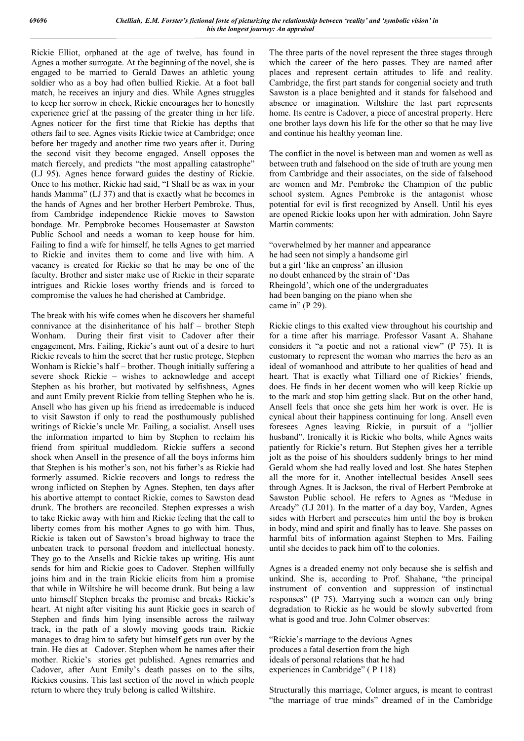Rickie Elliot, orphaned at the age of twelve, has found in Agnes a mother surrogate. At the beginning of the novel, she is engaged to be married to Gerald Dawes an athletic young soldier who as a boy had often bullied Rickie. At a foot ball match, he receives an injury and dies. While Agnes struggles to keep her sorrow in check, Rickie encourages her to honestly experience grief at the passing of the greater thing in her life. Agnes noticer for the first time that Rickie has depths that others fail to see. Agnes visits Rickie twice at Cambridge; once before her tragedy and another time two years after it. During the second visit they become engaged. Ansell opposes the match fiercely, and predicts "the most appalling catastrophe" (LJ 95). Agnes hence forward guides the destiny of Rickie. Once to his mother, Rickie had said, "I Shall be as wax in your hands Mamma" (LJ 37) and that is exactly what he becomes in the hands of Agnes and her brother Herbert Pembroke. Thus, from Cambridge independence Rickie moves to Sawston bondage. Mr. Pempbroke becomes Housemaster at Sawston Public School and needs a woman to keep house for him. Failing to find a wife for himself, he tells Agnes to get married to Rickie and invites them to come and live with him. A vacancy is created for Rickie so that he may be one of the faculty. Brother and sister make use of Rickie in their separate intrigues and Rickie loses worthy friends and is forced to compromise the values he had cherished at Cambridge.

The break with his wife comes when he discovers her shameful connivance at the disinheritance of his half – brother Steph Wonham. During their first visit to Cadover after their engagement, Mrs. Failing, Rickie's aunt out of a desire to hurt Rickie reveals to him the secret that her rustic protege, Stephen Wonham is Rickie's half – brother. Though initially suffering a severe shock Rickie – wishes to acknowledge and accept Stephen as his brother, but motivated by selfishness, Agnes and aunt Emily prevent Rickie from telling Stephen who he is. Ansell who has given up his friend as irredeemable is induced to visit Sawston if only to read the posthumously published writings of Rickie's uncle Mr. Failing, a socialist. Ansell uses the information imparted to him by Stephen to reclaim his friend from spiritual muddledom. Rickie suffers a second shock when Ansell in the presence of all the boys informs him that Stephen is his mother's son, not his father's as Rickie had formerly assumed. Rickie recovers and longs to redress the wrong inflicted on Stephen by Agnes. Stephen, ten days after his abortive attempt to contact Rickie, comes to Sawston dead drunk. The brothers are reconciled. Stephen expresses a wish to take Rickie away with him and Rickie feeling that the call to liberty comes from his mother Agnes to go with him. Thus, Rickie is taken out of Sawston's broad highway to trace the unbeaten track to personal freedom and intellectual honesty. They go to the Ansells and Rickie takes up writing. His aunt sends for him and Rickie goes to Cadover. Stephen willfully joins him and in the train Rickie elicits from him a promise that while in Wiltshire he will become drunk. But being a law unto himself Stephen breaks the promise and breaks Rickie's heart. At night after visiting his aunt Rickie goes in search of Stephen and finds him lying insensible across the railway track, in the path of a slowly moving goods train. Rickie manages to drag him to safety but himself gets run over by the train. He dies at Cadover. Stephen whom he names after their mother. Rickie's stories get published. Agnes remarries and Cadover, after Aunt Emily's death passes on to the silts, Rickies cousins. This last section of the novel in which people return to where they truly belong is called Wiltshire.

The three parts of the novel represent the three stages through which the career of the hero passes. They are named after places and represent certain attitudes to life and reality. Cambridge, the first part stands for congenial society and truth Sawston is a place benighted and it stands for falsehood and absence or imagination. Wiltshire the last part represents home. Its centre is Cadover, a piece of ancestral property. Here one brother lays down his life for the other so that he may live and continue his healthy yeoman line.

The conflict in the novel is between man and women as well as between truth and falsehood on the side of truth are young men from Cambridge and their associates, on the side of falsehood are women and Mr. Pembroke the Champion of the public school system. Agnes Pembroke is the antagonist whose potential for evil is first recognized by Ansell. Until his eyes are opened Rickie looks upon her with admiration. John Sayre Martin comments:

"overwhelmed by her manner and appearance
he had seen not simply a handsome girl
but a girl 'like an empress' an illusion
no doubt enhanced by the strain of 'Das
Rheingold', which one of the undergraduates
had been banging on the piano when she
came in" (P 29).

Rickie clings to this exalted view throughout his courtship and for a time after his marriage. Professor Vasant A. Shahane considers it "a poetic and not a rational view" (P 75). It is customary to represent the woman who marries the hero as an ideal of womanhood and attribute to her qualities of head and heart. That is exactly what Tilliard one of Rickies' friends, does. He finds in her decent women who will keep Rickie up to the mark and stop him getting slack. But on the other hand, Ansell feels that once she gets him her work is over. He is cynical about their happiness continuing for long. Ansell even foresees Agnes leaving Rickie, in pursuit of a "jollier husband". Ironically it is Rickie who bolts, while Agnes waits patiently for Rickie's return. But Stephen gives her a terrible jolt as the poise of his shoulders suddenly brings to her mind Gerald whom she had really loved and lost. She hates Stephen all the more for it. Another intellectual besides Ansell sees through Agnes. It is Jackson, the rival of Herbert Pembroke at Sawston Public school. He refers to Agnes as "Meduse in Arcady" (LJ 201). In the matter of a day boy, Varden, Agnes sides with Herbert and persecutes him until the boy is broken in body, mind and spirit and finally has to leave. She passes on harmful bits of information against Stephen to Mrs. Failing until she decides to pack him off to the colonies.

Agnes is a dreaded enemy not only because she is selfish and unkind. She is, according to Prof. Shahane, "the principal instrument of convention and suppression of instinctual responses" (P 75). Marrying such a women can only bring degradation to Rickie as he would be slowly subverted from what is good and true. John Colmer observes:

"Rickie's marriage to the devious Agnes
produces a fatal desertion from the high
ideals of personal relations that he had
experiences in Cambridge" ( P 118)

Structurally this marriage, Colmer argues, is meant to contrast "the marriage of true minds" dreamed of in the Cambridge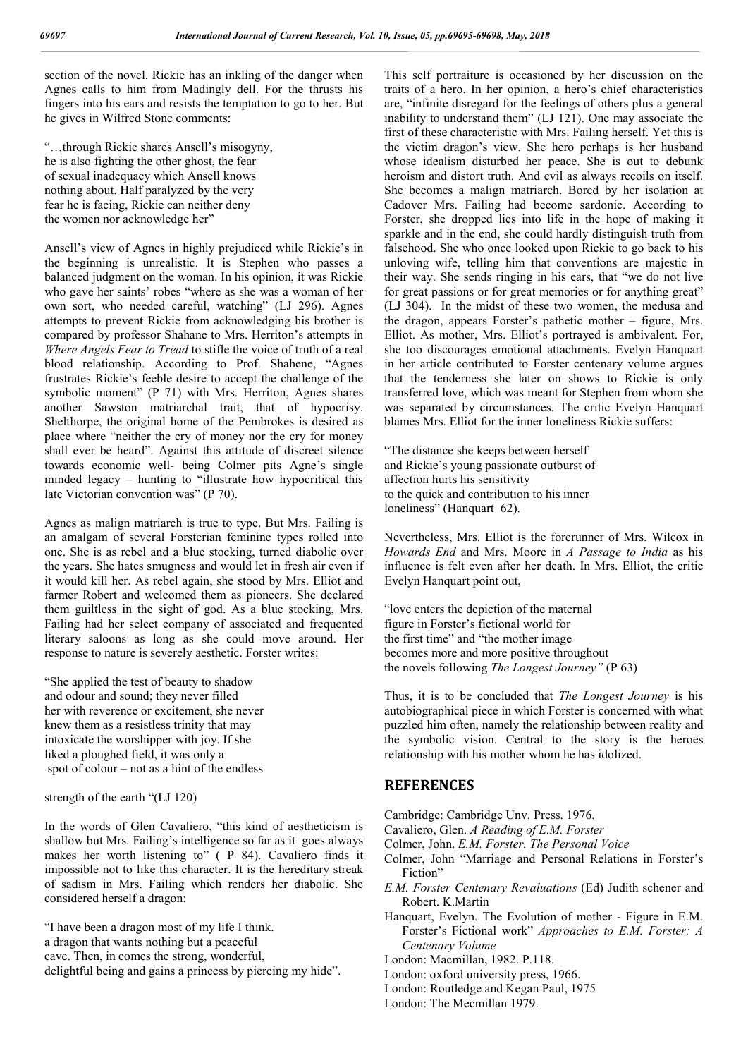section of the novel. Rickie has an inkling of the danger when Agnes calls to him from Madingly dell. For the thrusts his fingers into his ears and resists the temptation to go to her. But he gives in Wilfred Stone comments:

"…through Rickie shares Ansell's misogyny,
he is also fighting the other ghost, the fear
of sexual inadequacy which Ansell knows
nothing about. Half paralyzed by the very
fear he is facing, Rickie can neither deny
the women nor acknowledge her"

Ansell's view of Agnes in highly prejudiced while Rickie's in the beginning is unrealistic. It is Stephen who passes a balanced judgment on the woman. In his opinion, it was Rickie who gave her saints' robes "where as she was a woman of her own sort, who needed careful, watching" (LJ 296). Agnes attempts to prevent Rickie from acknowledging his brother is compared by professor Shahane to Mrs. Herriton's attempts in *Where Angels Fear to Tread* to stifle the voice of truth of a real blood relationship. According to Prof. Shahene, "Agnes frustrates Rickie's feeble desire to accept the challenge of the symbolic moment" (P 71) with Mrs. Herriton, Agnes shares another Sawston matriarchal trait, that of hypocrisy. Shelthorpe, the original home of the Pembrokes is desired as place where "neither the cry of money nor the cry for money shall ever be heard". Against this attitude of discreet silence towards economic well- being Colmer pits Agne's single minded legacy – hunting to "illustrate how hypocritical this late Victorian convention was" (P 70).

Agnes as malign matriarch is true to type. But Mrs. Failing is an amalgam of several Forsterian feminine types rolled into one. She is as rebel and a blue stocking, turned diabolic over the years. She hates smugness and would let in fresh air even if it would kill her. As rebel again, she stood by Mrs. Elliot and farmer Robert and welcomed them as pioneers. She declared them guiltless in the sight of god. As a blue stocking, Mrs. Failing had her select company of associated and frequented literary saloons as long as she could move around. Her response to nature is severely aesthetic. Forster writes:

"She applied the test of beauty to shadow
and odour and sound; they never filled
her with reverence or excitement, she never
knew them as a resistless trinity that may
intoxicate the worshipper with joy. If she
liked a ploughed field, it was only a
spot of colour – not as a hint of the endless

strength of the earth "(LJ 120)

In the words of Glen Cavaliero, "this kind of aestheticism is shallow but Mrs. Failing's intelligence so far as it goes always makes her worth listening to" ( P 84). Cavaliero finds it impossible not to like this character. It is the hereditary streak of sadism in Mrs. Failing which renders her diabolic. She considered herself a dragon:

"I have been a dragon most of my life I think.
a dragon that wants nothing but a peaceful
cave. Then, in comes the strong, wonderful,
delightful being and gains a princess by piercing my hide".

This self portraiture is occasioned by her discussion on the traits of a hero. In her opinion, a hero's chief characteristics are, "infinite disregard for the feelings of others plus a general inability to understand them" (LJ 121). One may associate the first of these characteristic with Mrs. Failing herself. Yet this is the victim dragon's view. She hero perhaps is her husband whose idealism disturbed her peace. She is out to debunk heroism and distort truth. And evil as always recoils on itself. She becomes a malign matriarch. Bored by her isolation at Cadover Mrs. Failing had become sardonic. According to Forster, she dropped lies into life in the hope of making it sparkle and in the end, she could hardly distinguish truth from falsehood. She who once looked upon Rickie to go back to his unloving wife, telling him that conventions are majestic in their way. She sends ringing in his ears, that "we do not live for great passions or for great memories or for anything great" (LJ 304). In the midst of these two women, the medusa and the dragon, appears Forster's pathetic mother – figure, Mrs. Elliot. As mother, Mrs. Elliot's portrayed is ambivalent. For, she too discourages emotional attachments. Evelyn Hanquart in her article contributed to Forster centenary volume argues that the tenderness she later on shows to Rickie is only transferred love, which was meant for Stephen from whom she was separated by circumstances. The critic Evelyn Hanquart blames Mrs. Elliot for the inner loneliness Rickie suffers:

"The distance she keeps between herself
and Rickie's young passionate outburst of
affection hurts his sensitivity
to the quick and contribution to his inner
loneliness" (Hanquart 62).

Nevertheless, Mrs. Elliot is the forerunner of Mrs. Wilcox in *Howards End* and Mrs. Moore in *A Passage to India* as his influence is felt even after her death. In Mrs. Elliot, the critic Evelyn Hanquart point out,

"love enters the depiction of the maternal
figure in Forster's fictional world for
the first time" and "the mother image
becomes more and more positive throughout
the novels following *The Longest Journey"* (P 63)

Thus, it is to be concluded that *The Longest Journey* is his autobiographical piece in which Forster is concerned with what puzzled him often, namely the relationship between reality and the symbolic vision. Central to the story is the heroes relationship with his mother whom he has idolized.

## REFERENCES

Cambridge: Cambridge Unv. Press. 1976.

Cavaliero, Glen. *A Reading of E.M. Forster*

Colmer, John. *E.M. Forster. The Personal Voice*

Colmer, John "Marriage and Personal Relations in Forster's Fiction"

*E.M. Forster Centenary Revaluations* (Ed) Judith schener and Robert. K.Martin

Hanquart, Evelyn. The Evolution of mother - Figure in E.M. Forster's Fictional work" *Approaches to E.M. Forster: A Centenary Volume*

London: Macmillan, 1982. P.118.

London: oxford university press, 1966.

London: Routledge and Kegan Paul, 1975

London: The Mecmillan 1979.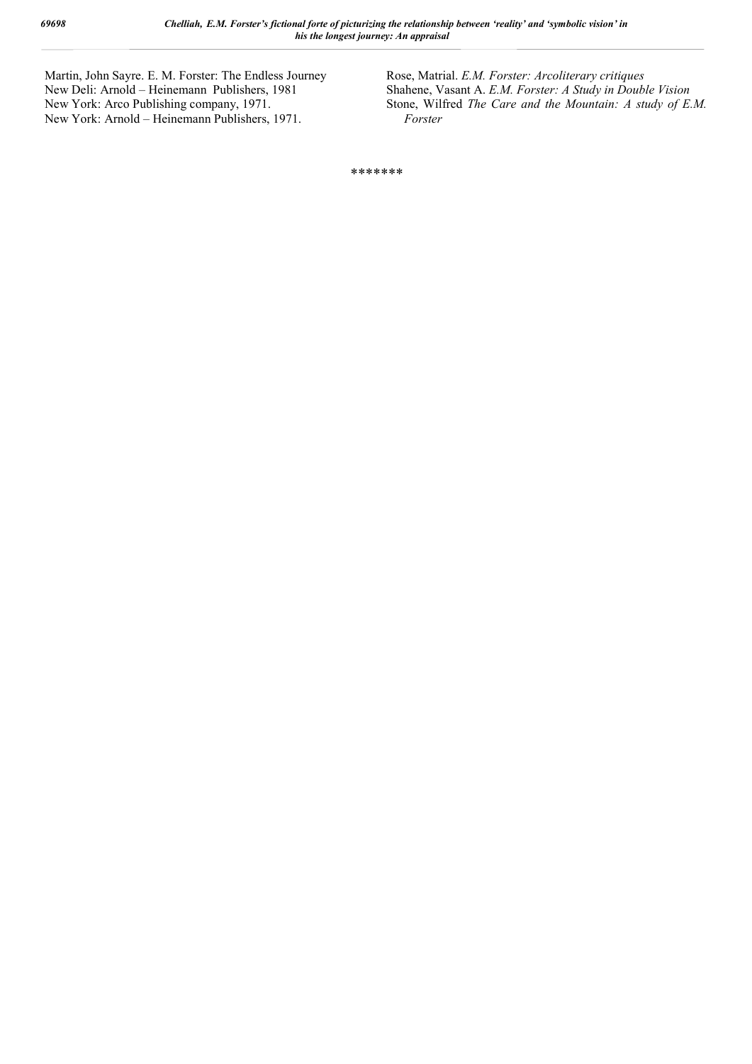Martin, John Sayre. E. M. Forster: The Endless Journey
New Deli: Arnold – Heinemann Publishers, 1981
New York: Arco Publishing company, 1971.
New York: Arnold – Heinemann Publishers, 1971.

Rose, Matrial. *E.M. Forster: Arcoliterary critiques*
Shahene, Vasant A. *E.M. Forster: A Study in Double Vision*
Stone, Wilfred *The Care and the Mountain: A study of E.M. Forster*

*******